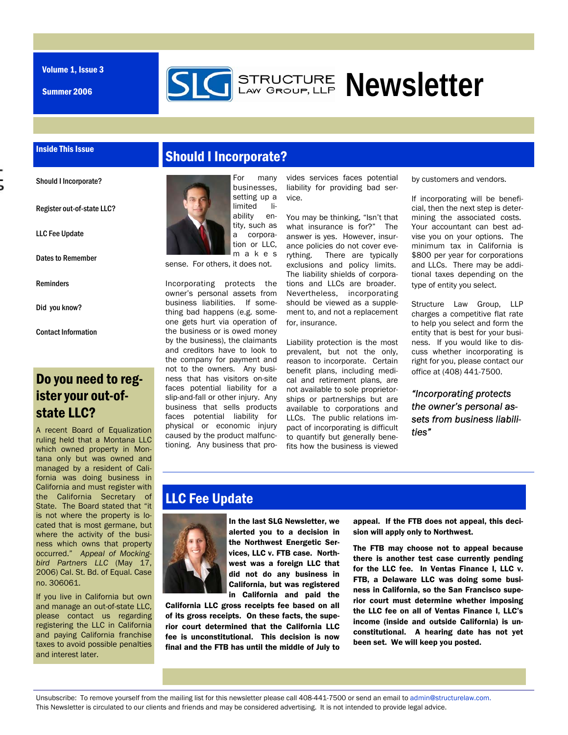Volume 1, Issue 3

Summer 2006

# SLG Structure Law Group, LLP Newsletter

**Inside This Issue**

- Should I Incorporate?
- Register out-of-state LLC?
- LLC Fee Update
- Dates to Remember
- Reminders
- Did you know?
- Contact Information

## Should I Incorporate?

For many businesses, setting up a limited liability entity, such as a corporation or LLC, makes sense. For others, it does not.

Incorporating protects the owner's personal assets from business liabilities. If something bad happens (e.g. someone gets hurt via operation of the business or is owed money by the business), the claimants and creditors have to look to the company for payment and not to the owners. Any business that has visitors on-site faces potential liability for a slip-and-fall or other injury. Any business that sells products faces potential liability for physical or economic injury caused by the product malfunctioning. Any business that provides services faces potential liability for providing bad service.

You may be thinking, "Isn't that what insurance is for?" The answer is yes. However, insurance policies do not cover everything. There are typically exclusions and policy limits. The liability shields of corporations and LLCs are broader. Nevertheless, incorporating should be viewed as a supplement to, and not a replacement for, insurance.

Liability protection is the most prevalent, but not the only, reason to incorporate. Certain benefit plans, including medical and retirement plans, are not available to sole proprietorships or partnerships but are available to corporations and LLCs. The public relations impact of incorporating is difficult to quantify but generally benefits how the business is viewed by customers and vendors.

If incorporating will be beneficial, then the next step is determining the associated costs. Your accountant can best advise you on your options. The minimum tax in California is $800 per year for corporations and LLCs. There may be additional taxes depending on the type of entity you select.

Structure Law Group, LLP charges a competitive flat rate to help you select and form the entity that is best for your business. If you would like to discuss whether incorporating is right for you, please contact our office at (408) 441-7500.

*"Incorporating protects the owner's personal assets from business liabilities"*

## Do you need to register your out-of-state LLC?

A recent Board of Equalization ruling held that a Montana LLC which owned property in Montana only but was owned and managed by a resident of California was doing business in California and must register with the California Secretary of State. The Board stated that "it is not where the property is located that is most germane, but where the activity of the business which owns that property occurred." *Appeal of Mockingbird Partners LLC* (May 17, 2006) Cal. St. Bd. of Equal. Case no. 306061.

If you live in California but own and manage an out-of-state LLC, please contact us regarding registering the LLC in California and paying California franchise taxes to avoid possible penalties and interest later.

## LLC Fee Update

**In the last SLG Newsletter, we alerted you to a decision in the Northwest Energetic Services, LLC v. FTB case. Northwest was a foreign LLC that did not do any business in California, but was registered in California and paid the California LLC gross receipts fee based on all of its gross receipts. On these facts, the superior court determined that the California LLC fee is unconstitutional. This decision is now final and the FTB has until the middle of July to appeal. If the FTB does not appeal, this decision will apply only to Northwest.**

**The FTB may choose not to appeal because there is another test case currently pending for the LLC fee. In Ventas Finance I, LLC v. FTB, a Delaware LLC was doing some business in California, so the San Francisco superior court must determine whether imposing the LLC fee on all of Ventas Finance I, LLC's income (inside and outside California) is unconstitutional. A hearing date has not yet been set. We will keep you posted.**

Unsubscribe: To remove yourself from the mailing list for this newsletter please call 408-441-7500 or send an email to admin@structurelaw.com.
This Newsletter is circulated to our clients and friends and may be considered advertising. It is not intended to provide legal advice.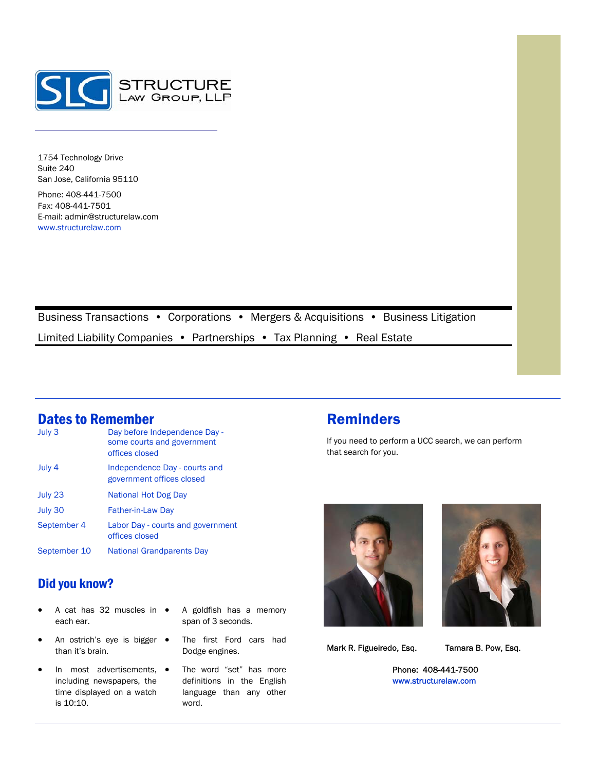STRUCTURE LAW GROUP, LLP

1754 Technology Drive
Suite 240
San Jose, California 95110

Phone: 408-441-7500
Fax: 408-441-7501
E-mail: admin@structurelaw.com
www.structurelaw.com

Business Transactions • Corporations • Mergers & Acquisitions • Business Litigation
Limited Liability Companies • Partnerships • Tax Planning • Real Estate

## Dates to Remember

| | |
|---|---|
| July 3 | Day before Independence Day - some courts and government offices closed |
| July 4 | Independence Day - courts and government offices closed |
| July 23 | National Hot Dog Day |
| July 30 | Father-in-Law Day |
| September 4 | Labor Day - courts and government offices closed |
| September 10 | National Grandparents Day |

## Did you know?

- A cat has 32 muscles in each ear.
- An ostrich's eye is bigger than it's brain.
- In most advertisements, including newspapers, the time displayed on a watch is 10:10.
- A goldfish has a memory span of 3 seconds.
- The first Ford cars had Dodge engines.
- The word "set" has more definitions in the English language than any other word.

## Reminders

If you need to perform a UCC search, we can perform that search for you.

Mark R. Figueiredo, Esq.

Tamara B. Pow, Esq.

Phone: 408-441-7500
www.structurelaw.com